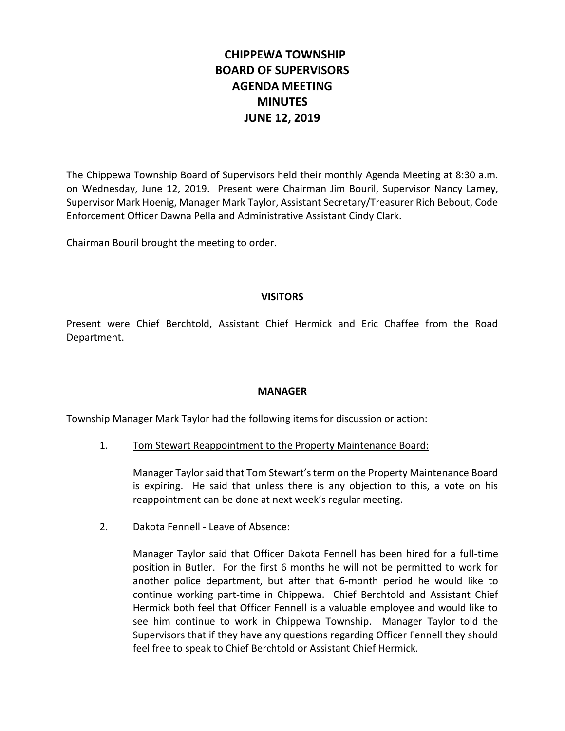# CHIPPEWA TOWNSHIP
# BOARD OF SUPERVISORS
# AGENDA MEETING
# MINUTES
# JUNE 12, 2019

The Chippewa Township Board of Supervisors held their monthly Agenda Meeting at 8:30 a.m. on Wednesday, June 12, 2019. Present were Chairman Jim Bouril, Supervisor Nancy Lamey, Supervisor Mark Hoenig, Manager Mark Taylor, Assistant Secretary/Treasurer Rich Bebout, Code Enforcement Officer Dawna Pella and Administrative Assistant Cindy Clark.

Chairman Bouril brought the meeting to order.

## VISITORS

Present were Chief Berchtold, Assistant Chief Hermick and Eric Chaffee from the Road Department.

## MANAGER

Township Manager Mark Taylor had the following items for discussion or action:

1. Tom Stewart Reappointment to the Property Maintenance Board:

   Manager Taylor said that Tom Stewart's term on the Property Maintenance Board is expiring. He said that unless there is any objection to this, a vote on his reappointment can be done at next week's regular meeting.

2. Dakota Fennell - Leave of Absence:

   Manager Taylor said that Officer Dakota Fennell has been hired for a full-time position in Butler. For the first 6 months he will not be permitted to work for another police department, but after that 6-month period he would like to continue working part-time in Chippewa. Chief Berchtold and Assistant Chief Hermick both feel that Officer Fennell is a valuable employee and would like to see him continue to work in Chippewa Township. Manager Taylor told the Supervisors that if they have any questions regarding Officer Fennell they should feel free to speak to Chief Berchtold or Assistant Chief Hermick.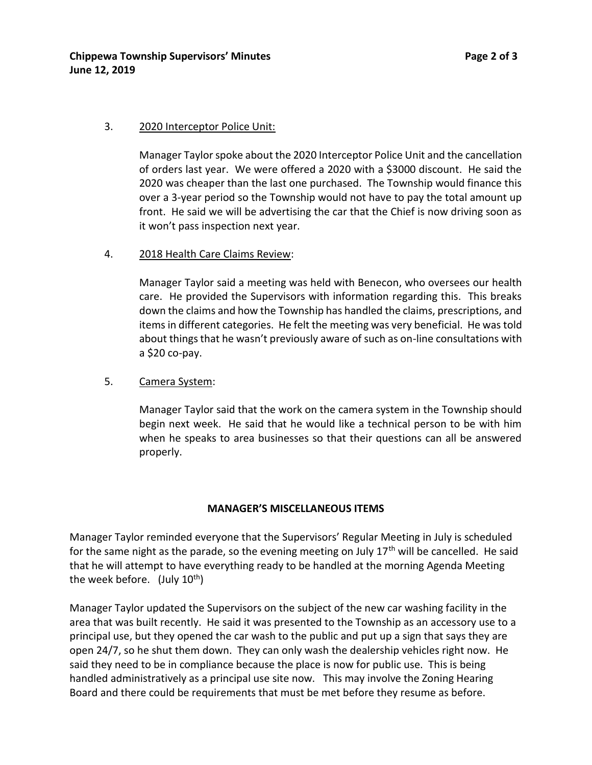3. <u>2020 Interceptor Police Unit:</u>

   Manager Taylor spoke about the 2020 Interceptor Police Unit and the cancellation of orders last year. We were offered a 2020 with a $3000 discount. He said the 2020 was cheaper than the last one purchased. The Township would finance this over a 3-year period so the Township would not have to pay the total amount up front. He said we will be advertising the car that the Chief is now driving soon as it won't pass inspection next year.

4. <u>2018 Health Care Claims Review</u>:

   Manager Taylor said a meeting was held with Benecon, who oversees our health care. He provided the Supervisors with information regarding this. This breaks down the claims and how the Township has handled the claims, prescriptions, and items in different categories. He felt the meeting was very beneficial. He was told about things that he wasn't previously aware of such as on-line consultations with a $20 co-pay.

5. <u>Camera System</u>:

   Manager Taylor said that the work on the camera system in the Township should begin next week. He said that he would like a technical person to be with him when he speaks to area businesses so that their questions can all be answered properly.

## MANAGER'S MISCELLANEOUS ITEMS

Manager Taylor reminded everyone that the Supervisors' Regular Meeting in July is scheduled for the same night as the parade, so the evening meeting on July 17th will be cancelled. He said that he will attempt to have everything ready to be handled at the morning Agenda Meeting the week before. (July 10th)

Manager Taylor updated the Supervisors on the subject of the new car washing facility in the area that was built recently. He said it was presented to the Township as an accessory use to a principal use, but they opened the car wash to the public and put up a sign that says they are open 24/7, so he shut them down. They can only wash the dealership vehicles right now. He said they need to be in compliance because the place is now for public use. This is being handled administratively as a principal use site now. This may involve the Zoning Hearing Board and there could be requirements that must be met before they resume as before.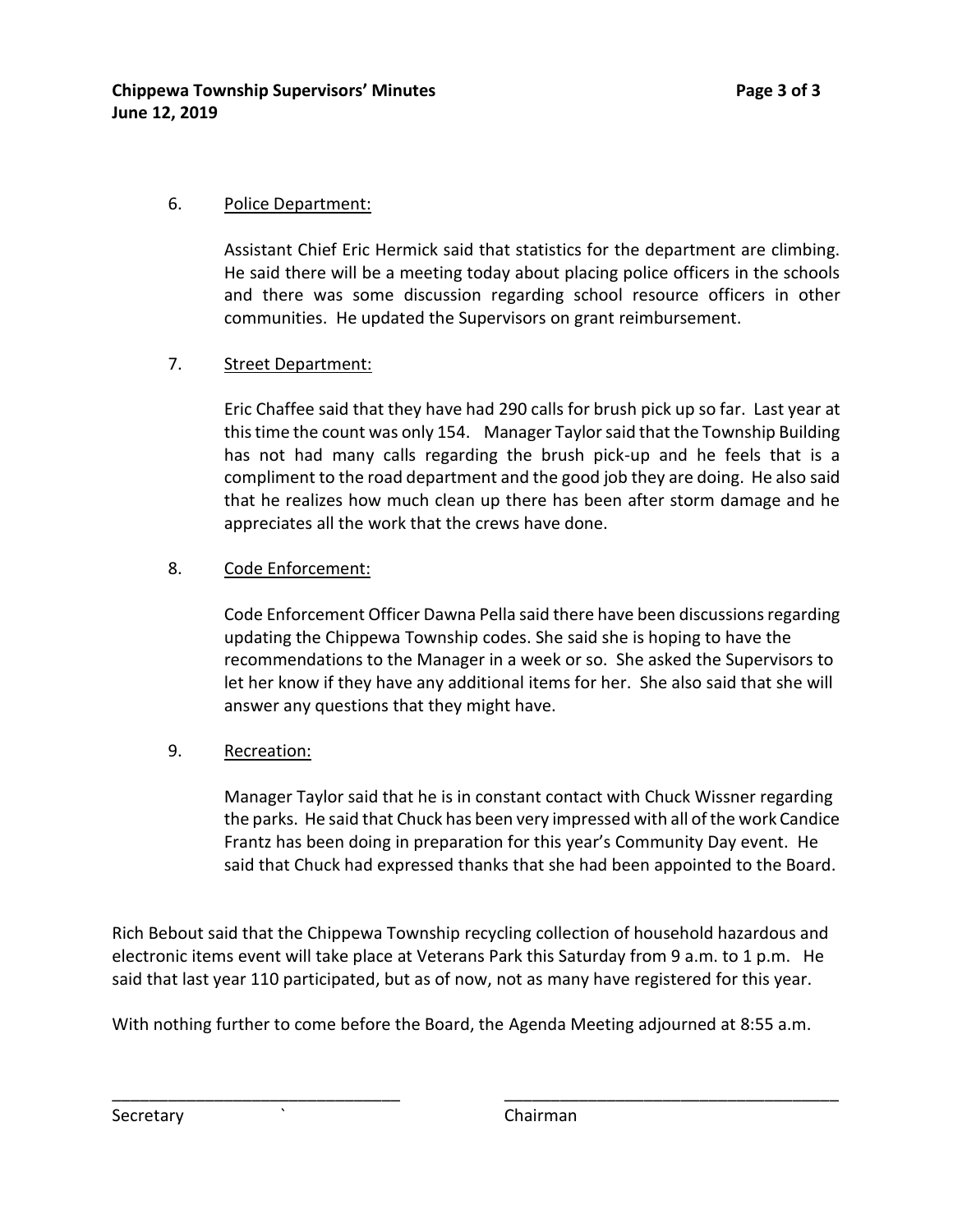6. Police Department:

   Assistant Chief Eric Hermick said that statistics for the department are climbing. He said there will be a meeting today about placing police officers in the schools and there was some discussion regarding school resource officers in other communities. He updated the Supervisors on grant reimbursement.

7. Street Department:

   Eric Chaffee said that they have had 290 calls for brush pick up so far. Last year at this time the count was only 154. Manager Taylor said that the Township Building has not had many calls regarding the brush pick-up and he feels that is a compliment to the road department and the good job they are doing. He also said that he realizes how much clean up there has been after storm damage and he appreciates all the work that the crews have done.

8. Code Enforcement:

   Code Enforcement Officer Dawna Pella said there have been discussions regarding updating the Chippewa Township codes. She said she is hoping to have the recommendations to the Manager in a week or so. She asked the Supervisors to let her know if they have any additional items for her. She also said that she will answer any questions that they might have.

9. Recreation:

   Manager Taylor said that he is in constant contact with Chuck Wissner regarding the parks. He said that Chuck has been very impressed with all of the work Candice Frantz has been doing in preparation for this year's Community Day event. He said that Chuck had expressed thanks that she had been appointed to the Board.

Rich Bebout said that the Chippewa Township recycling collection of household hazardous and electronic items event will take place at Veterans Park this Saturday from 9 a.m. to 1 p.m. He said that last year 110 participated, but as of now, not as many have registered for this year.

With nothing further to come before the Board, the Agenda Meeting adjourned at 8:55 a.m.

_______________________________ &nbsp;&nbsp;&nbsp;&nbsp;&nbsp;&nbsp;&nbsp;&nbsp; _______________________________

Secretary &nbsp;&nbsp;&nbsp;&nbsp;&nbsp;&nbsp;&nbsp;&nbsp;&nbsp;&nbsp;&nbsp;&nbsp;&nbsp;&nbsp;&nbsp;&nbsp;&nbsp;&nbsp;&nbsp;&nbsp;&nbsp;&nbsp;&nbsp;&nbsp;&nbsp;&nbsp;&nbsp;&nbsp;&nbsp;&nbsp;&nbsp;&nbsp; Chairman